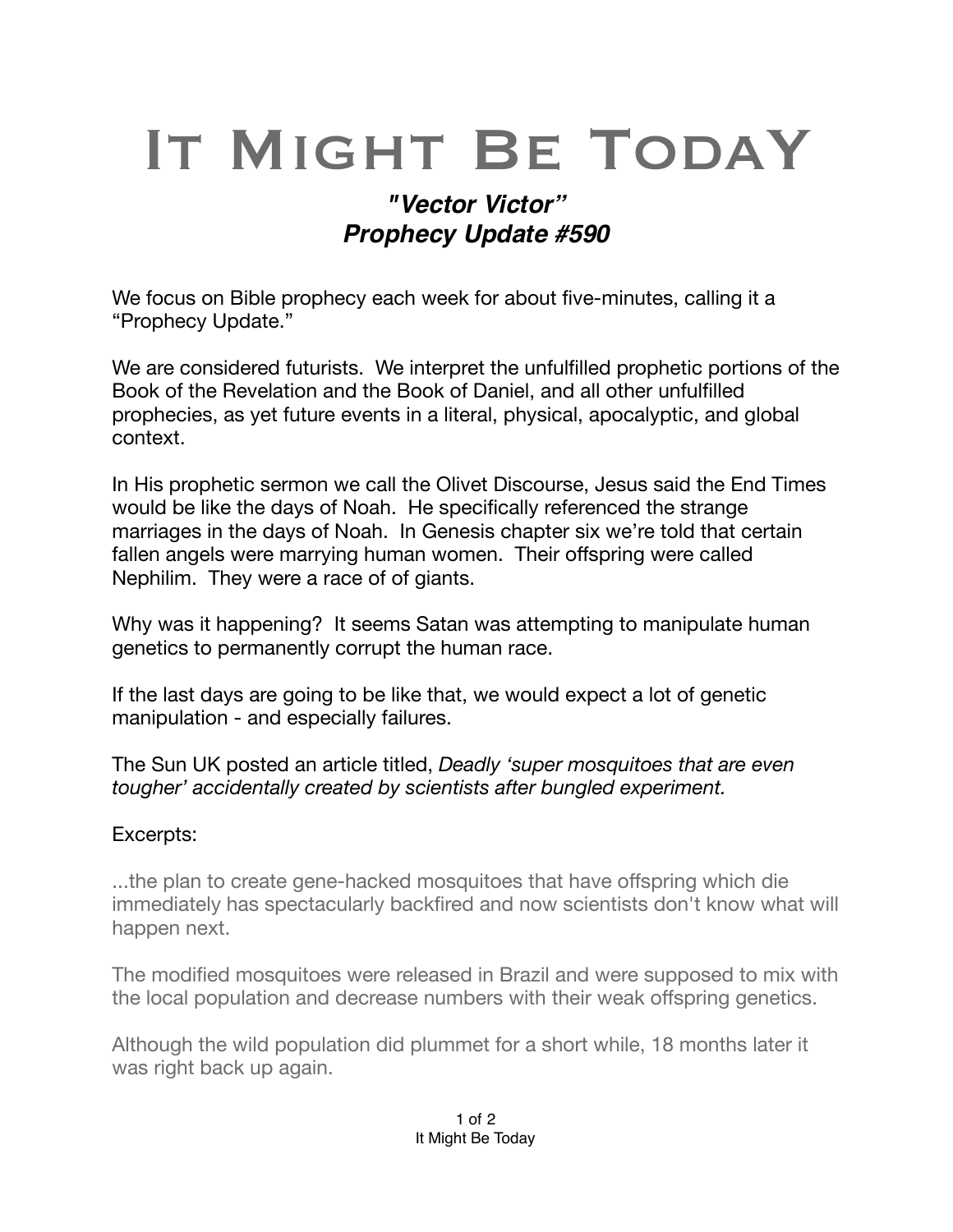# It Might Be Today

## *"Vector Victor" Prophecy Update #590*

We focus on Bible prophecy each week for about five-minutes, calling it a "Prophecy Update."

We are considered futurists. We interpret the unfulfilled prophetic portions of the Book of the Revelation and the Book of Daniel, and all other unfulfilled prophecies, as yet future events in a literal, physical, apocalyptic, and global context.

In His prophetic sermon we call the Olivet Discourse, Jesus said the End Times would be like the days of Noah. He specifically referenced the strange marriages in the days of Noah. In Genesis chapter six we're told that certain fallen angels were marrying human women. Their offspring were called Nephilim. They were a race of of giants.

Why was it happening? It seems Satan was attempting to manipulate human genetics to permanently corrupt the human race.

If the last days are going to be like that, we would expect a lot of genetic manipulation - and especially failures.

The Sun UK posted an article titled, *Deadly 'super mosquitoes that are even tougher' accidentally created by scientists after bungled experiment.*

Excerpts:

> ...the plan to create gene-hacked mosquitoes that have offspring which die immediately has spectacularly backfired and now scientists don't know what will happen next.
>
> The modified mosquitoes were released in Brazil and were supposed to mix with the local population and decrease numbers with their weak offspring genetics.
>
> Although the wild population did plummet for a short while, 18 months later it was right back up again.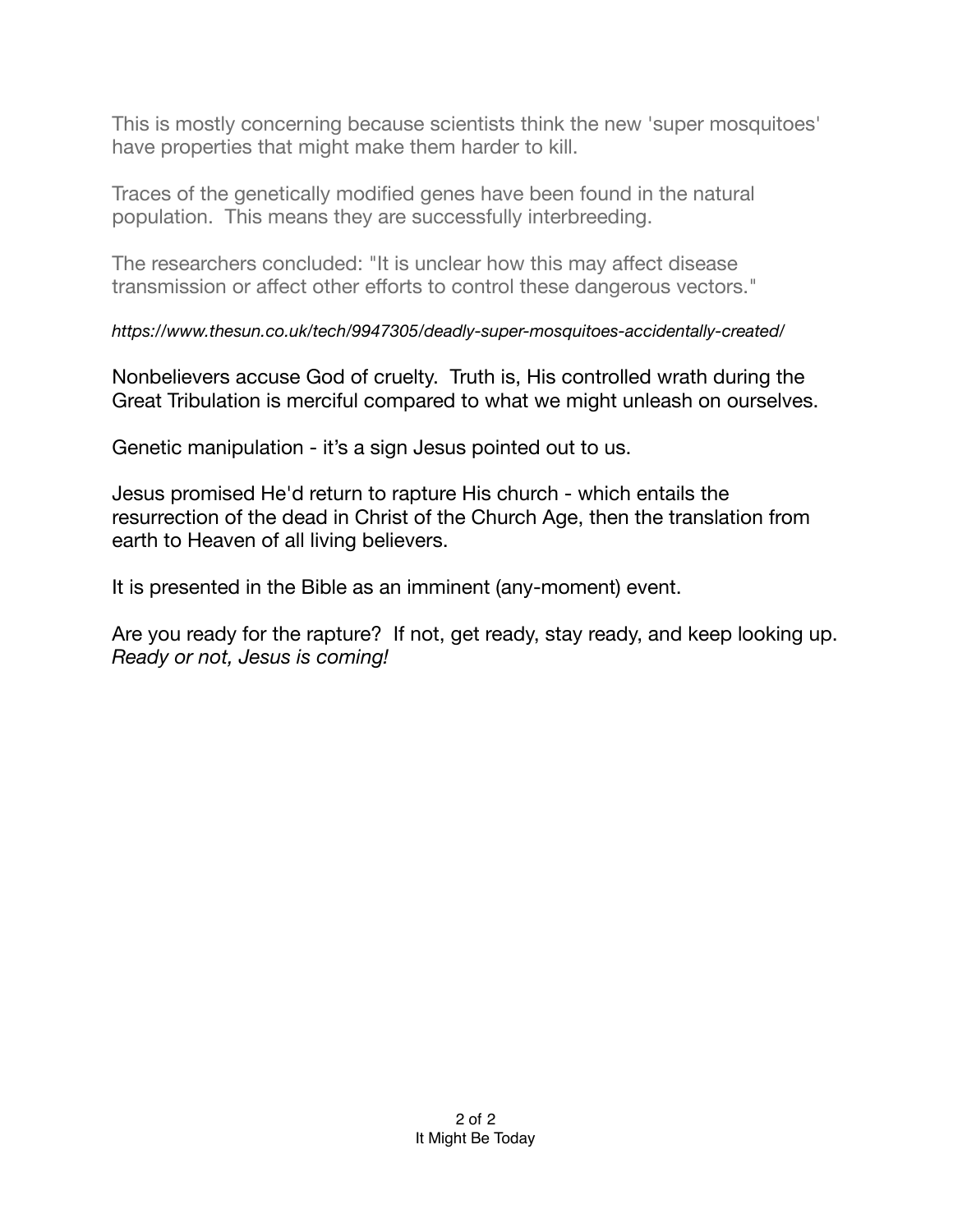This is mostly concerning because scientists think the new 'super mosquitoes' have properties that might make them harder to kill.

Traces of the genetically modified genes have been found in the natural population. This means they are successfully interbreeding.

The researchers concluded: "It is unclear how this may affect disease transmission or affect other efforts to control these dangerous vectors."

*https://www.thesun.co.uk/tech/9947305/deadly-super-mosquitoes-accidentally-created/*

Nonbelievers accuse God of cruelty. Truth is, His controlled wrath during the Great Tribulation is merciful compared to what we might unleash on ourselves.

Genetic manipulation - it's a sign Jesus pointed out to us.

Jesus promised He'd return to rapture His church - which entails the resurrection of the dead in Christ of the Church Age, then the translation from earth to Heaven of all living believers.

It is presented in the Bible as an imminent (any-moment) event.

Are you ready for the rapture? If not, get ready, stay ready, and keep looking up. *Ready or not, Jesus is coming!*